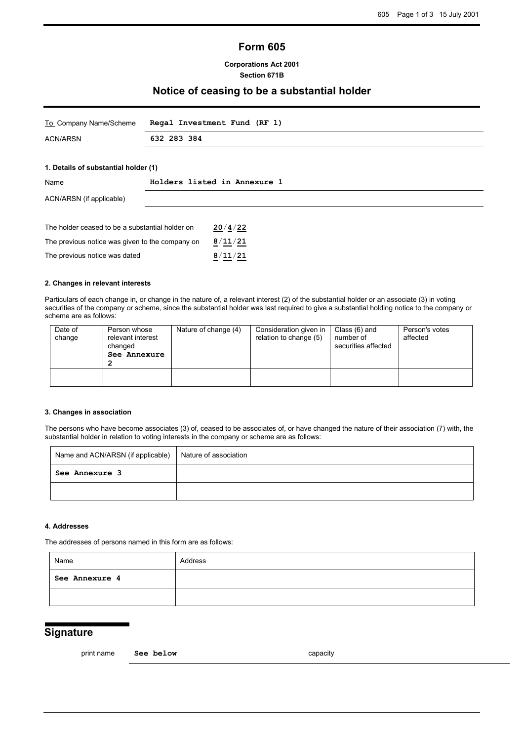# Form 605

**Corporations Act 2001**
**Section 671B**

## Notice of ceasing to be a substantial holder

| To Company Name/Scheme | Regal Investment Fund (RF 1) |
|---|---|
| ACN/ARSN | 632 283 384 |

### 1. Details of substantial holder (1)

| Name | Holders listed in Annexure 1 |
|---|---|
| ACN/ARSN (if applicable) | |

| | |
|---|---|
| The holder ceased to be a substantial holder on | 20/4/22 |
| The previous notice was given to the company on | 8/11/21 |
| The previous notice was dated | 8/11/21 |

### 2. Changes in relevant interests

Particulars of each change in, or change in the nature of, a relevant interest (2) of the substantial holder or an associate (3) in voting securities of the company or scheme, since the substantial holder was last required to give a substantial holding notice to the company or scheme are as follows:

| Date of change | Person whose relevant interest changed | Nature of change (4) | Consideration given in relation to change (5) | Class (6) and number of securities affected | Person's votes affected |
|---|---|---|---|---|---|
| | See Annexure 2 | | | | |
| | | | | | |

### 3. Changes in association

The persons who have become associates (3) of, ceased to be associates of, or have changed the nature of their association (7) with, the substantial holder in relation to voting interests in the company or scheme are as follows:

| Name and ACN/ARSN (if applicable) | Nature of association |
|---|---|
| See Annexure 3 | |
| | |

### 4. Addresses

The addresses of persons named in this form are as follows:

| Name | Address |
|---|---|
| See Annexure 4 | |
| | |

## Signature

| print name | See below | capacity | |
|---|---|---|---|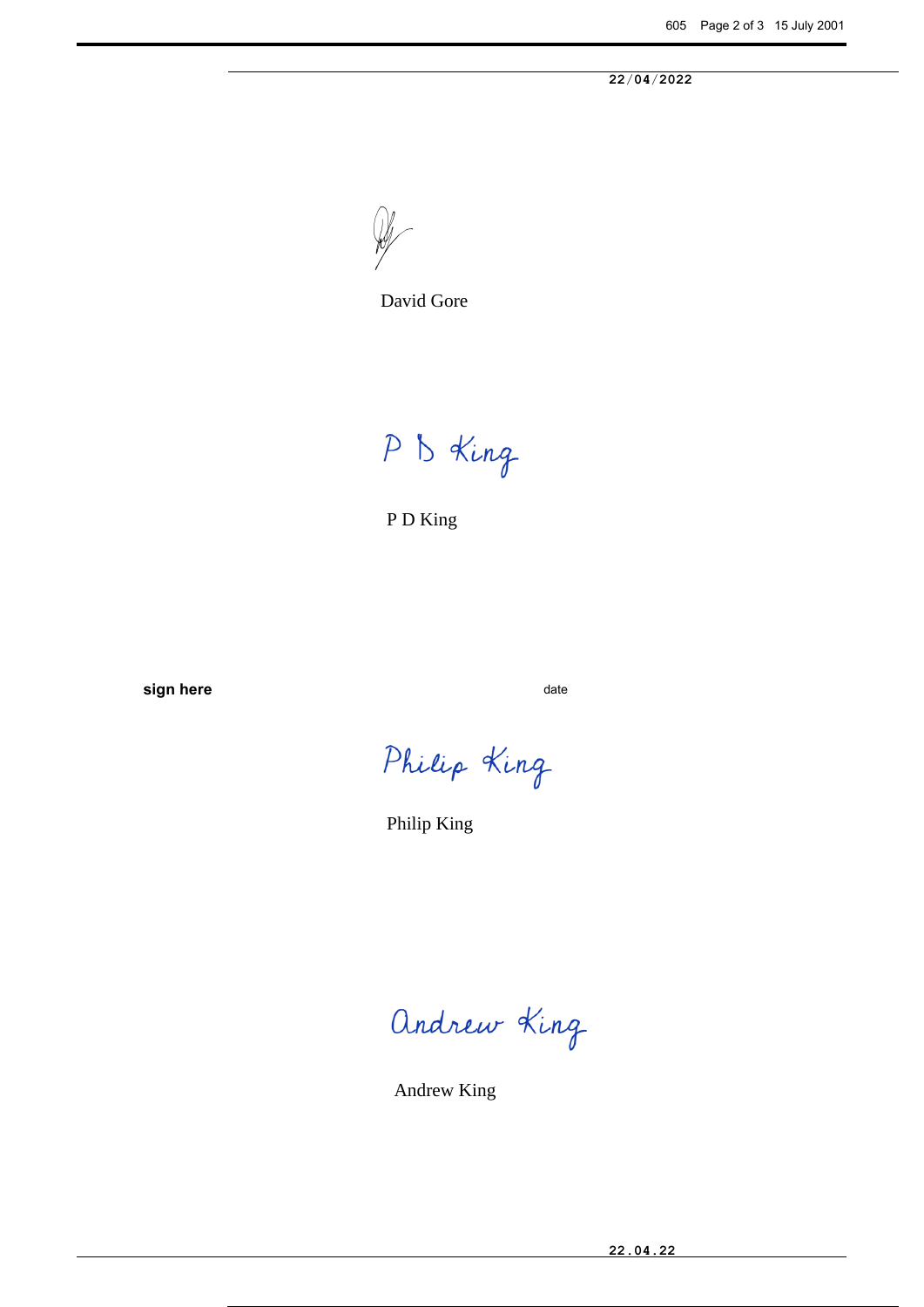22/04/2022

David Gore

P D King

**sign here** date

Philip King

Andrew King

22.04.22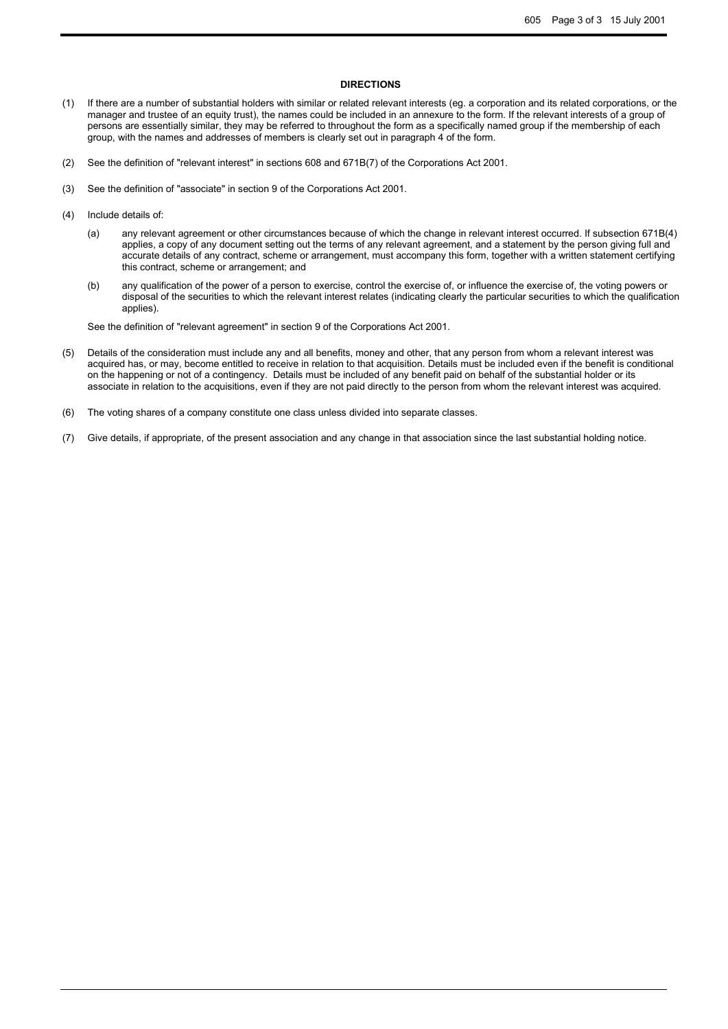## DIRECTIONS

(1) If there are a number of substantial holders with similar or related relevant interests (eg. a corporation and its related corporations, or the manager and trustee of an equity trust), the names could be included in an annexure to the form. If the relevant interests of a group of persons are essentially similar, they may be referred to throughout the form as a specifically named group if the membership of each group, with the names and addresses of members is clearly set out in paragraph 4 of the form.

(2) See the definition of "relevant interest" in sections 608 and 671B(7) of the Corporations Act 2001.

(3) See the definition of "associate" in section 9 of the Corporations Act 2001.

(4) Include details of:

   (a) any relevant agreement or other circumstances because of which the change in relevant interest occurred. If subsection 671B(4) applies, a copy of any document setting out the terms of any relevant agreement, and a statement by the person giving full and accurate details of any contract, scheme or arrangement, must accompany this form, together with a written statement certifying this contract, scheme or arrangement; and

   (b) any qualification of the power of a person to exercise, control the exercise of, or influence the exercise of, the voting powers or disposal of the securities to which the relevant interest relates (indicating clearly the particular securities to which the qualification applies).

   See the definition of "relevant agreement" in section 9 of the Corporations Act 2001.

(5) Details of the consideration must include any and all benefits, money and other, that any person from whom a relevant interest was acquired has, or may, become entitled to receive in relation to that acquisition. Details must be included even if the benefit is conditional on the happening or not of a contingency. Details must be included of any benefit paid on behalf of the substantial holder or its associate in relation to the acquisitions, even if they are not paid directly to the person from whom the relevant interest was acquired.

(6) The voting shares of a company constitute one class unless divided into separate classes.

(7) Give details, if appropriate, of the present association and any change in that association since the last substantial holding notice.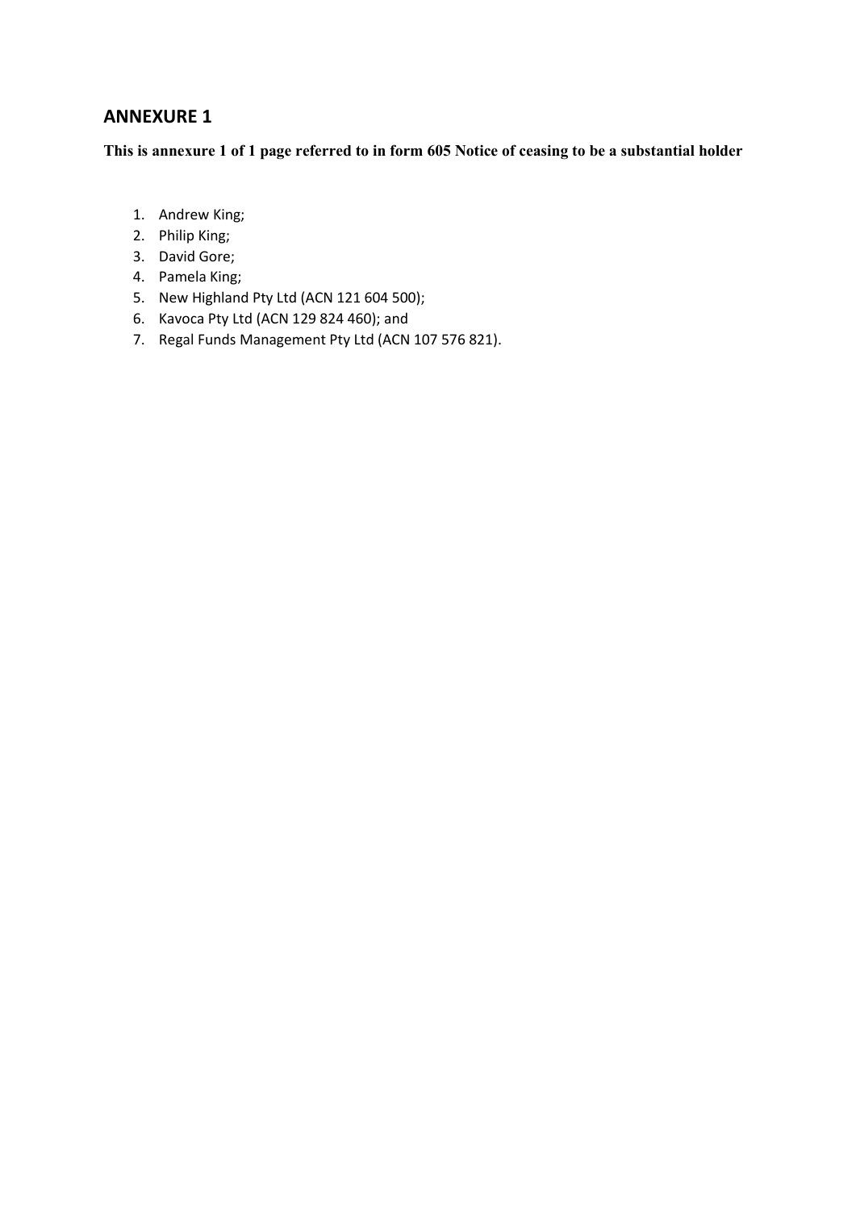## ANNEXURE 1

**This is annexure 1 of 1 page referred to in form 605 Notice of ceasing to be a substantial holder**

1. Andrew King;
2. Philip King;
3. David Gore;
4. Pamela King;
5. New Highland Pty Ltd (ACN 121 604 500);
6. Kavoca Pty Ltd (ACN 129 824 460); and
7. Regal Funds Management Pty Ltd (ACN 107 576 821).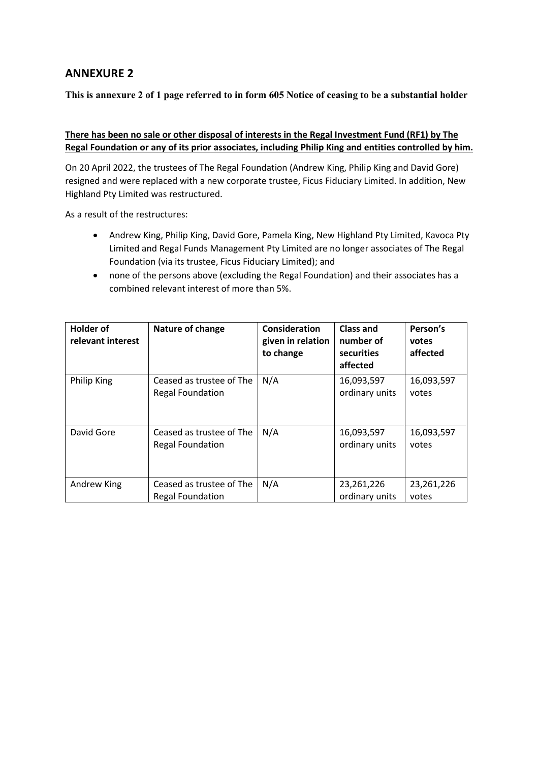## ANNEXURE 2

**This is annexure 2 of 1 page referred to in form 605 Notice of ceasing to be a substantial holder**

**There has been no sale or other disposal of interests in the Regal Investment Fund (RF1) by The Regal Foundation or any of its prior associates, including Philip King and entities controlled by him.**

On 20 April 2022, the trustees of The Regal Foundation (Andrew King, Philip King and David Gore) resigned and were replaced with a new corporate trustee, Ficus Fiduciary Limited. In addition, New Highland Pty Limited was restructured.

As a result of the restructures:

- Andrew King, Philip King, David Gore, Pamela King, New Highland Pty Limited, Kavoca Pty Limited and Regal Funds Management Pty Limited are no longer associates of The Regal Foundation (via its trustee, Ficus Fiduciary Limited); and
- none of the persons above (excluding the Regal Foundation) and their associates has a combined relevant interest of more than 5%.

| Holder of relevant interest | Nature of change | Consideration given in relation to change | Class and number of securities affected | Person's votes affected |
|---|---|---|---|---|
| Philip King | Ceased as trustee of The Regal Foundation | N/A | 16,093,597 ordinary units | 16,093,597 votes |
| David Gore | Ceased as trustee of The Regal Foundation | N/A | 16,093,597 ordinary units | 16,093,597 votes |
| Andrew King | Ceased as trustee of The Regal Foundation | N/A | 23,261,226 ordinary units | 23,261,226 votes |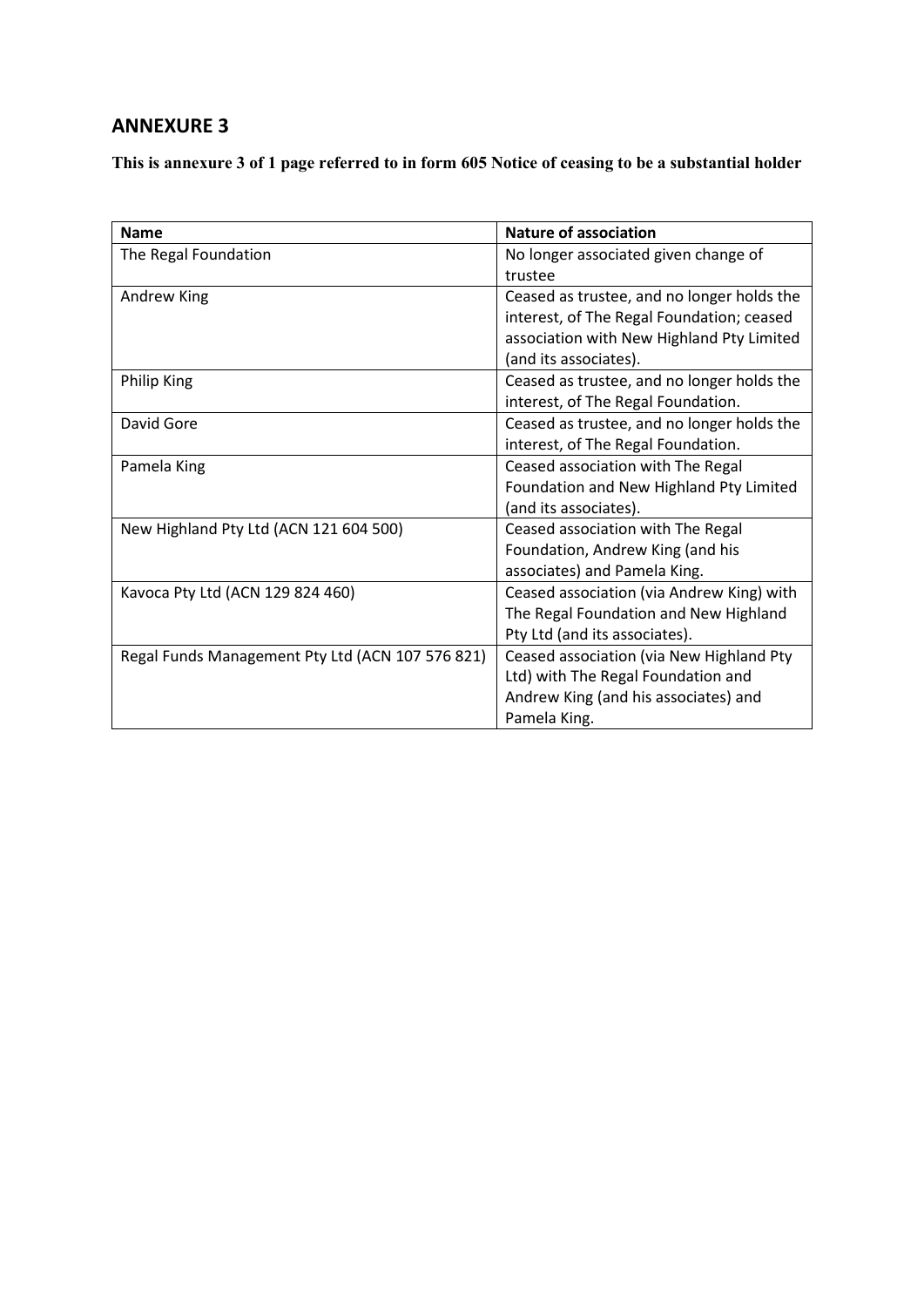## ANNEXURE 3

**This is annexure 3 of 1 page referred to in form 605 Notice of ceasing to be a substantial holder**

| Name | Nature of association |
| --- | --- |
| The Regal Foundation | No longer associated given change of trustee |
| Andrew King | Ceased as trustee, and no longer holds the interest, of The Regal Foundation; ceased association with New Highland Pty Limited (and its associates). |
| Philip King | Ceased as trustee, and no longer holds the interest, of The Regal Foundation. |
| David Gore | Ceased as trustee, and no longer holds the interest, of The Regal Foundation. |
| Pamela King | Ceased association with The Regal Foundation and New Highland Pty Limited (and its associates). |
| New Highland Pty Ltd (ACN 121 604 500) | Ceased association with The Regal Foundation, Andrew King (and his associates) and Pamela King. |
| Kavoca Pty Ltd (ACN 129 824 460) | Ceased association (via Andrew King) with The Regal Foundation and New Highland Pty Ltd (and its associates). |
| Regal Funds Management Pty Ltd (ACN 107 576 821) | Ceased association (via New Highland Pty Ltd) with The Regal Foundation and Andrew King (and his associates) and Pamela King. |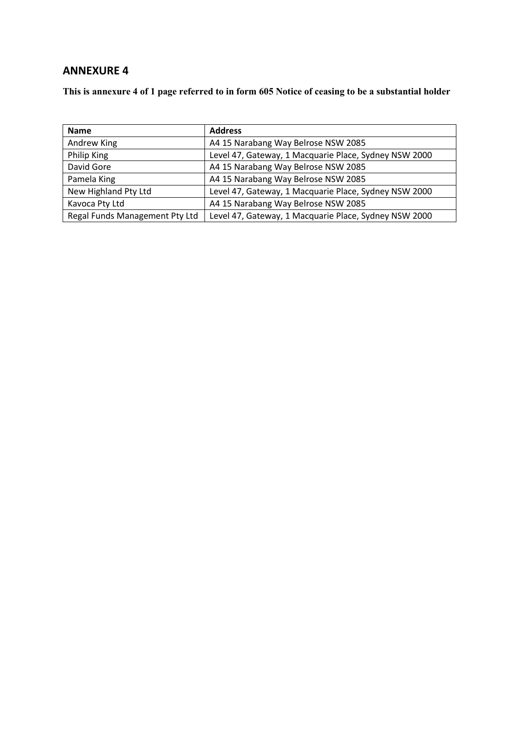## ANNEXURE 4

**This is annexure 4 of 1 page referred to in form 605 Notice of ceasing to be a substantial holder**

| Name | Address |
|---|---|
| Andrew King | A4 15 Narabang Way Belrose NSW 2085 |
| Philip King | Level 47, Gateway, 1 Macquarie Place, Sydney NSW 2000 |
| David Gore | A4 15 Narabang Way Belrose NSW 2085 |
| Pamela King | A4 15 Narabang Way Belrose NSW 2085 |
| New Highland Pty Ltd | Level 47, Gateway, 1 Macquarie Place, Sydney NSW 2000 |
| Kavoca Pty Ltd | A4 15 Narabang Way Belrose NSW 2085 |
| Regal Funds Management Pty Ltd | Level 47, Gateway, 1 Macquarie Place, Sydney NSW 2000 |